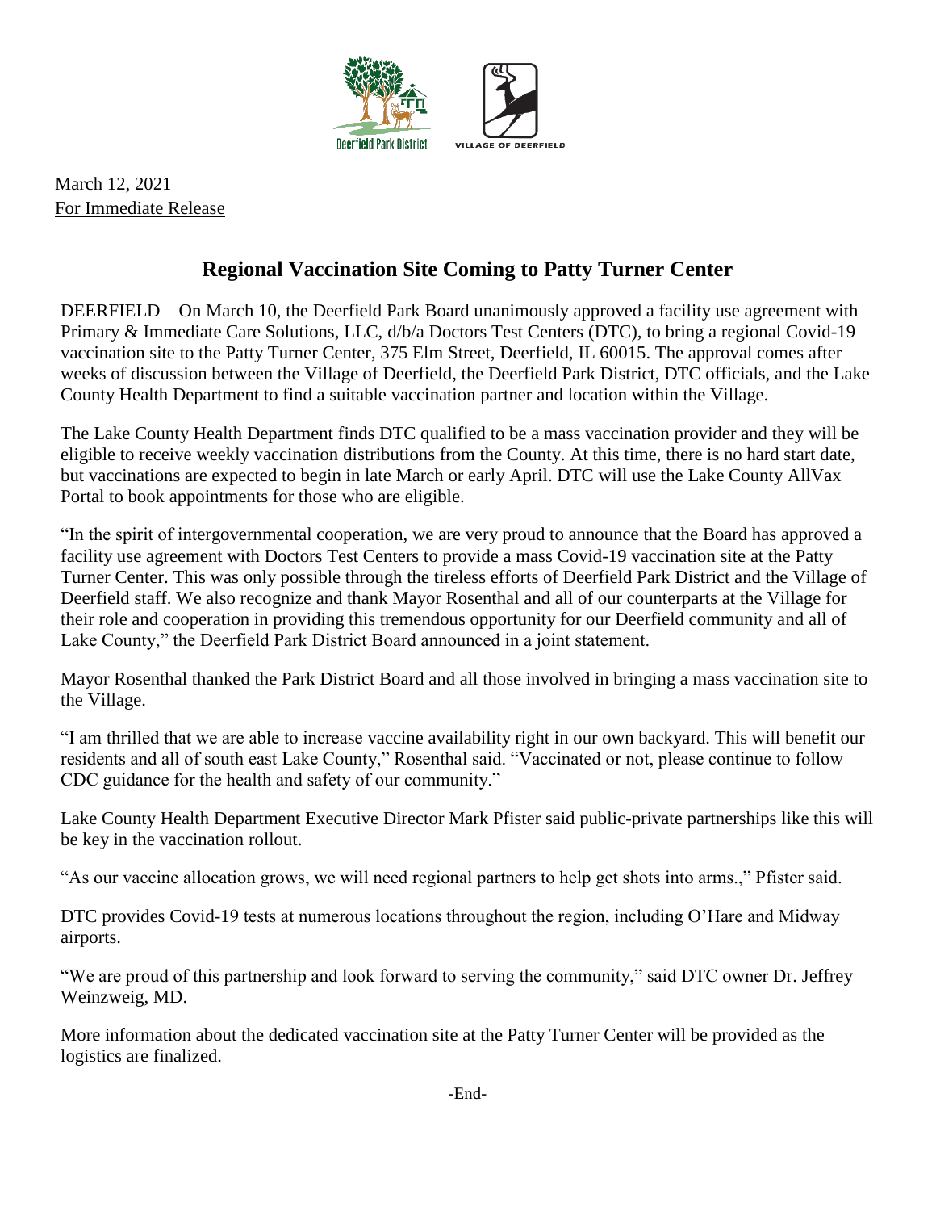March 12, 2021
For Immediate Release

# Regional Vaccination Site Coming to Patty Turner Center

DEERFIELD – On March 10, the Deerfield Park Board unanimously approved a facility use agreement with Primary & Immediate Care Solutions, LLC, d/b/a Doctors Test Centers (DTC), to bring a regional Covid-19 vaccination site to the Patty Turner Center, 375 Elm Street, Deerfield, IL 60015. The approval comes after weeks of discussion between the Village of Deerfield, the Deerfield Park District, DTC officials, and the Lake County Health Department to find a suitable vaccination partner and location within the Village.

The Lake County Health Department finds DTC qualified to be a mass vaccination provider and they will be eligible to receive weekly vaccination distributions from the County. At this time, there is no hard start date, but vaccinations are expected to begin in late March or early April. DTC will use the Lake County AllVax Portal to book appointments for those who are eligible.

"In the spirit of intergovernmental cooperation, we are very proud to announce that the Board has approved a facility use agreement with Doctors Test Centers to provide a mass Covid-19 vaccination site at the Patty Turner Center. This was only possible through the tireless efforts of Deerfield Park District and the Village of Deerfield staff. We also recognize and thank Mayor Rosenthal and all of our counterparts at the Village for their role and cooperation in providing this tremendous opportunity for our Deerfield community and all of Lake County," the Deerfield Park District Board announced in a joint statement.

Mayor Rosenthal thanked the Park District Board and all those involved in bringing a mass vaccination site to the Village.

"I am thrilled that we are able to increase vaccine availability right in our own backyard. This will benefit our residents and all of south east Lake County," Rosenthal said. "Vaccinated or not, please continue to follow CDC guidance for the health and safety of our community."

Lake County Health Department Executive Director Mark Pfister said public-private partnerships like this will be key in the vaccination rollout.

"As our vaccine allocation grows, we will need regional partners to help get shots into arms.," Pfister said.

DTC provides Covid-19 tests at numerous locations throughout the region, including O'Hare and Midway airports.

"We are proud of this partnership and look forward to serving the community," said DTC owner Dr. Jeffrey Weinzweig, MD.

More information about the dedicated vaccination site at the Patty Turner Center will be provided as the logistics are finalized.

-End-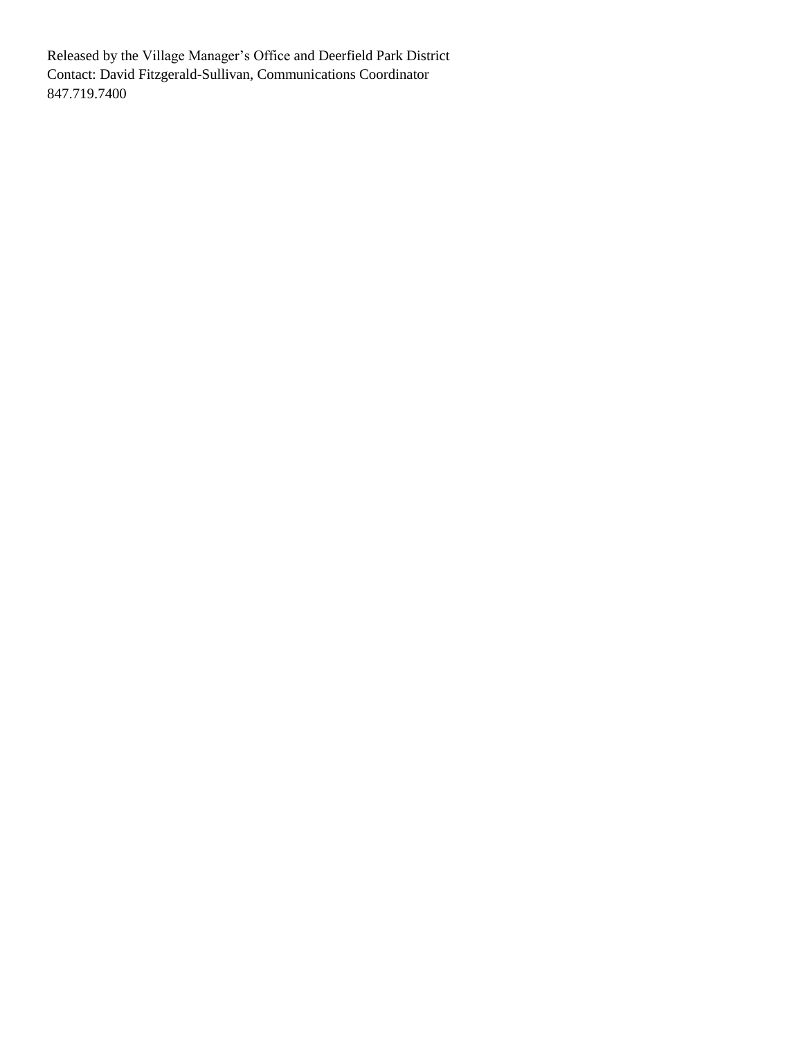Released by the Village Manager's Office and Deerfield Park District
Contact: David Fitzgerald-Sullivan, Communications Coordinator
847.719.7400